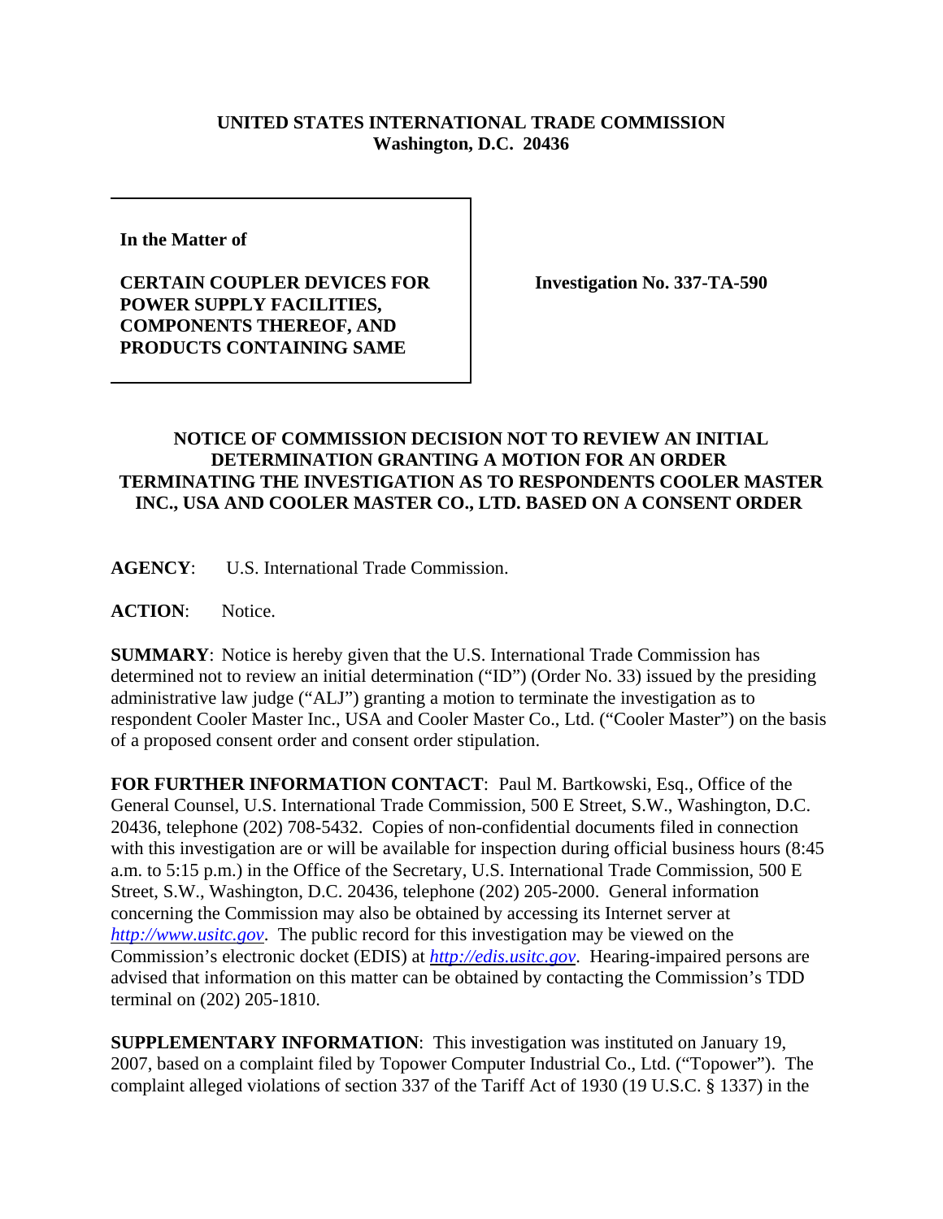**UNITED STATES INTERNATIONAL TRADE COMMISSION**
**Washington, D.C. 20436**

**In the Matter of**

**CERTAIN COUPLER DEVICES FOR POWER SUPPLY FACILITIES, COMPONENTS THEREOF, AND PRODUCTS CONTAINING SAME**

**Investigation No. 337-TA-590**

## NOTICE OF COMMISSION DECISION NOT TO REVIEW AN INITIAL DETERMINATION GRANTING A MOTION FOR AN ORDER TERMINATING THE INVESTIGATION AS TO RESPONDENTS COOLER MASTER INC., USA AND COOLER MASTER CO., LTD. BASED ON A CONSENT ORDER

**AGENCY**: U.S. International Trade Commission.

**ACTION**: Notice.

**SUMMARY**: Notice is hereby given that the U.S. International Trade Commission has determined not to review an initial determination ("ID") (Order No. 33) issued by the presiding administrative law judge ("ALJ") granting a motion to terminate the investigation as to respondent Cooler Master Inc., USA and Cooler Master Co., Ltd. ("Cooler Master") on the basis of a proposed consent order and consent order stipulation.

**FOR FURTHER INFORMATION CONTACT**: Paul M. Bartkowski, Esq., Office of the General Counsel, U.S. International Trade Commission, 500 E Street, S.W., Washington, D.C. 20436, telephone (202) 708-5432. Copies of non-confidential documents filed in connection with this investigation are or will be available for inspection during official business hours (8:45 a.m. to 5:15 p.m.) in the Office of the Secretary, U.S. International Trade Commission, 500 E Street, S.W., Washington, D.C. 20436, telephone (202) 205-2000. General information concerning the Commission may also be obtained by accessing its Internet server at *http://www.usitc.gov*. The public record for this investigation may be viewed on the Commission's electronic docket (EDIS) at *http://edis.usitc.gov*. Hearing-impaired persons are advised that information on this matter can be obtained by contacting the Commission's TDD terminal on (202) 205-1810.

**SUPPLEMENTARY INFORMATION**: This investigation was instituted on January 19, 2007, based on a complaint filed by Topower Computer Industrial Co., Ltd. ("Topower"). The complaint alleged violations of section 337 of the Tariff Act of 1930 (19 U.S.C. § 1337) in the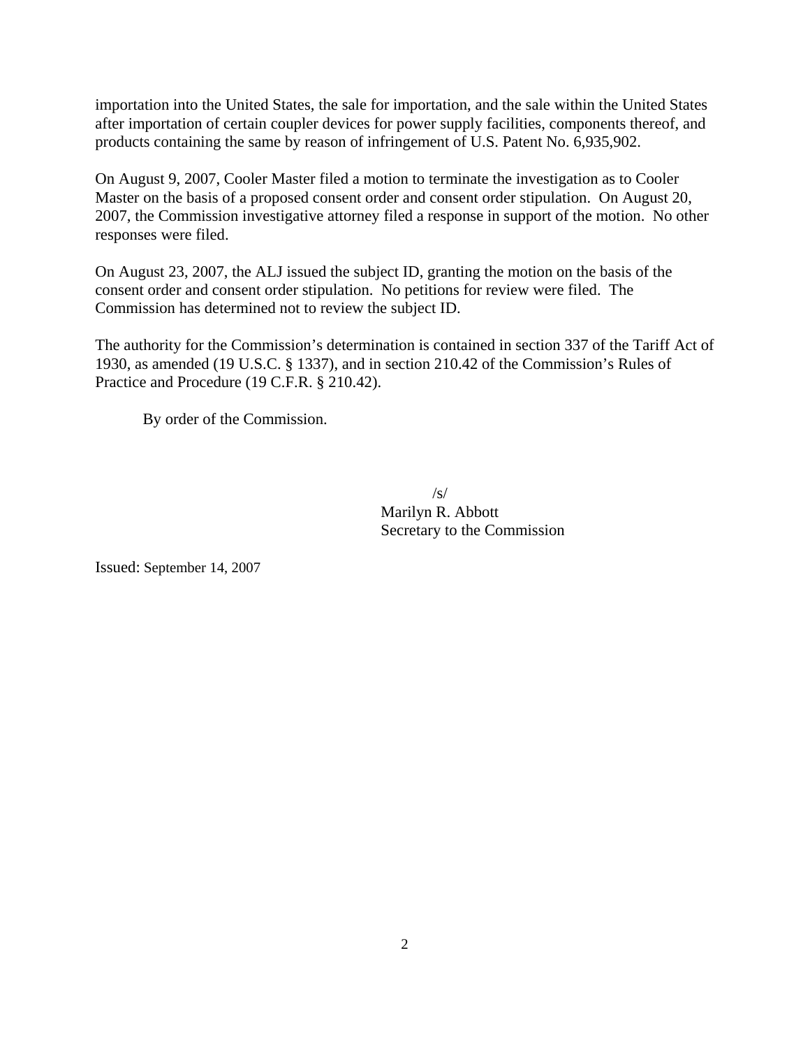importation into the United States, the sale for importation, and the sale within the United States after importation of certain coupler devices for power supply facilities, components thereof, and products containing the same by reason of infringement of U.S. Patent No. 6,935,902.

On August 9, 2007, Cooler Master filed a motion to terminate the investigation as to Cooler Master on the basis of a proposed consent order and consent order stipulation. On August 20, 2007, the Commission investigative attorney filed a response in support of the motion. No other responses were filed.

On August 23, 2007, the ALJ issued the subject ID, granting the motion on the basis of the consent order and consent order stipulation. No petitions for review were filed. The Commission has determined not to review the subject ID.

The authority for the Commission's determination is contained in section 337 of the Tariff Act of 1930, as amended (19 U.S.C. § 1337), and in section 210.42 of the Commission's Rules of Practice and Procedure (19 C.F.R. § 210.42).

By order of the Commission.

/s/
Marilyn R. Abbott
Secretary to the Commission

Issued: September 14, 2007